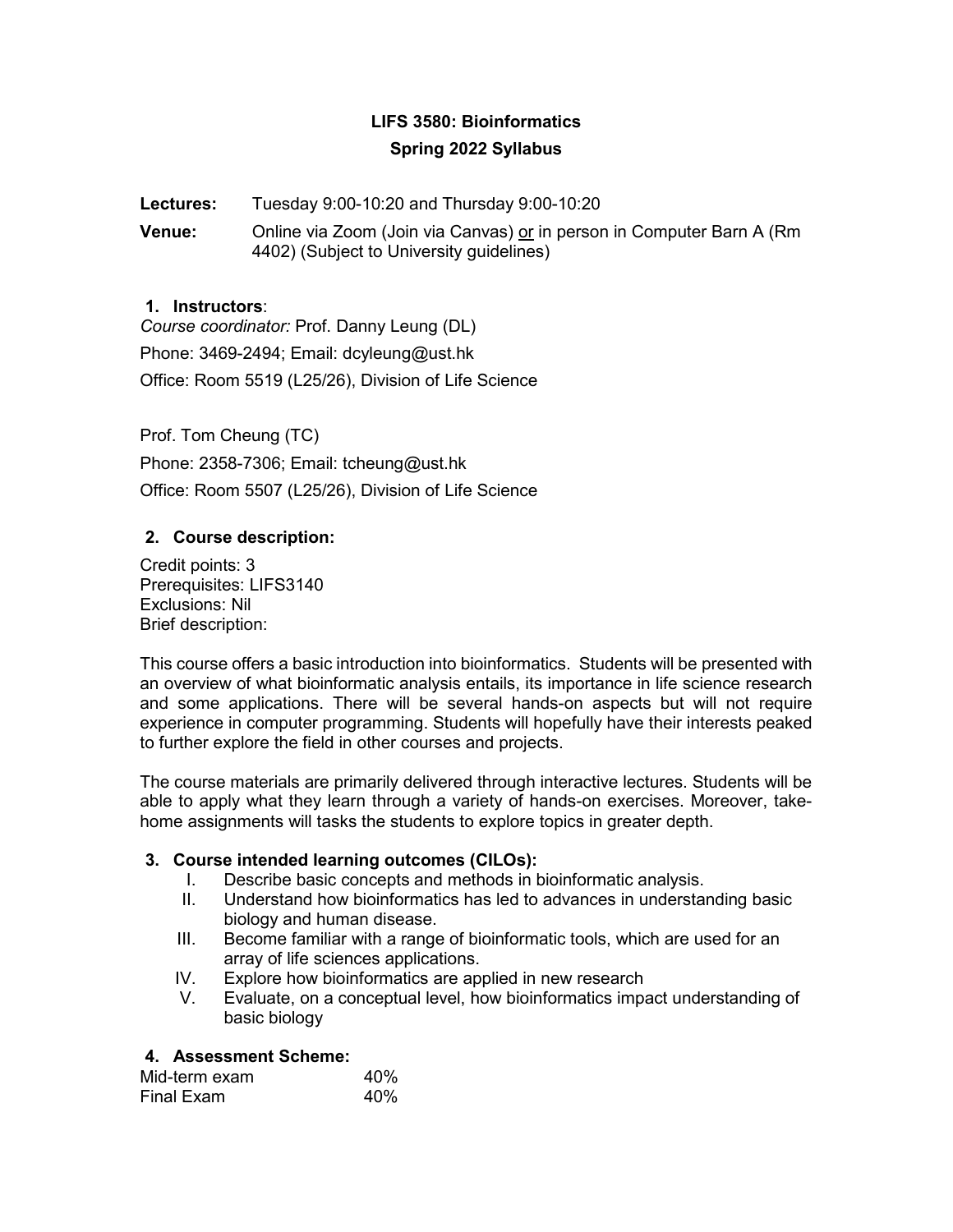# LIFS 3580: Bioinformatics

## Spring 2022 Syllabus

**Lectures:** Tuesday 9:00-10:20 and Thursday 9:00-10:20

**Venue:** Online via Zoom (Join via Canvas) or in person in Computer Barn A (Rm 4402) (Subject to University guidelines)

### 1. Instructors:

*Course coordinator:* Prof. Danny Leung (DL)

Phone: 3469-2494; Email: dcyleung@ust.hk

Office: Room 5519 (L25/26), Division of Life Science

Prof. Tom Cheung (TC)

Phone: 2358-7306; Email: tcheung@ust.hk

Office: Room 5507 (L25/26), Division of Life Science

### 2. Course description:

Credit points: 3
Prerequisites: LIFS3140
Exclusions: Nil
Brief description:

This course offers a basic introduction into bioinformatics. Students will be presented with an overview of what bioinformatic analysis entails, its importance in life science research and some applications. There will be several hands-on aspects but will not require experience in computer programming. Students will hopefully have their interests peaked to further explore the field in other courses and projects.

The course materials are primarily delivered through interactive lectures. Students will be able to apply what they learn through a variety of hands-on exercises. Moreover, take-home assignments will tasks the students to explore topics in greater depth.

### 3. Course intended learning outcomes (CILOs):

I. Describe basic concepts and methods in bioinformatic analysis.
II. Understand how bioinformatics has led to advances in understanding basic biology and human disease.
III. Become familiar with a range of bioinformatic tools, which are used for an array of life sciences applications.
IV. Explore how bioinformatics are applied in new research
V. Evaluate, on a conceptual level, how bioinformatics impact understanding of basic biology

### 4. Assessment Scheme:

| | |
|---|---|
| Mid-term exam | 40% |
| Final Exam | 40% |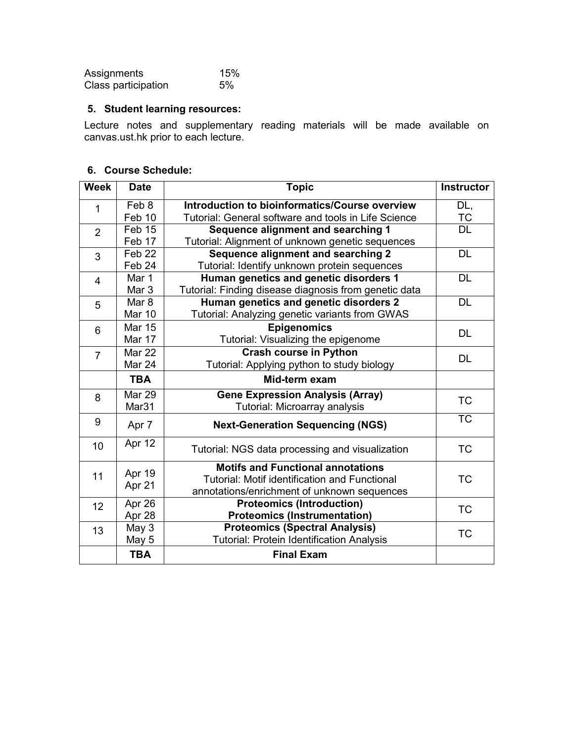| | |
|---|---|
| Assignments | 15% |
| Class participation | 5% |

## 5. Student learning resources:

Lecture notes and supplementary reading materials will be made available on canvas.ust.hk prior to each lecture.

## 6. Course Schedule:

| Week | Date | Topic | Instructor |
|---|---|---|---|
| 1 | Feb 8<br>Feb 10 | **Introduction to bioinformatics/Course overview**<br>Tutorial: General software and tools in Life Science | DL,<br>TC |
| 2 | Feb 15<br>Feb 17 | **Sequence alignment and searching 1**<br>Tutorial: Alignment of unknown genetic sequences | DL |
| 3 | Feb 22<br>Feb 24 | **Sequence alignment and searching 2**<br>Tutorial: Identify unknown protein sequences | DL |
| 4 | Mar 1<br>Mar 3 | **Human genetics and genetic disorders 1**<br>Tutorial: Finding disease diagnosis from genetic data | DL |
| 5 | Mar 8<br>Mar 10 | **Human genetics and genetic disorders 2**<br>Tutorial: Analyzing genetic variants from GWAS | DL |
| 6 | Mar 15<br>Mar 17 | **Epigenomics**<br>Tutorial: Visualizing the epigenome | DL |
| 7 | Mar 22<br>Mar 24 | **Crash course in Python**<br>Tutorial: Applying python to study biology | DL |
| | **TBA** | **Mid-term exam** | |
| 8 | Mar 29<br>Mar31 | **Gene Expression Analysis (Array)**<br>Tutorial: Microarray analysis | TC |
| 9 | Apr 7 | **Next-Generation Sequencing (NGS)** | TC |
| 10 | Apr 12 | Tutorial: NGS data processing and visualization | TC |
| 11 | Apr 19<br>Apr 21 | **Motifs and Functional annotations**<br>Tutorial: Motif identification and Functional annotations/enrichment of unknown sequences | TC |
| 12 | Apr 26<br>Apr 28 | **Proteomics (Introduction)**<br>**Proteomics (Instrumentation)** | TC |
| 13 | May 3<br>May 5 | **Proteomics (Spectral Analysis)**<br>Tutorial: Protein Identification Analysis | TC |
| | **TBA** | **Final Exam** | |